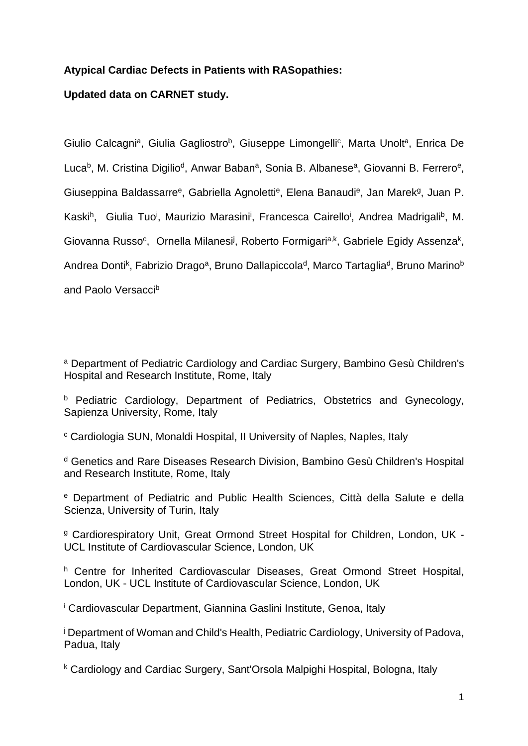**Atypical Cardiac Defects in Patients with RASopathies:**

**Updated data on CARNET study.**

Giulio Calcagni[a], Giulia Gagliostro[b], Giuseppe Limongelli[c], Marta Unolt[a], Enrica De Luca[b], M. Cristina Digilio[d], Anwar Baban[a], Sonia B. Albanese[a], Giovanni B. Ferrero[e], Giuseppina Baldassarre[e], Gabriella Agnoletti[e], Elena Banaudi[e], Jan Marek[g], Juan P. Kaski[h], Giulia Tuo[i], Maurizio Marasini[i], Francesca Cairello[i], Andrea Madrigali[b], M. Giovanna Russo[c], Ornella Milanesi[j], Roberto Formigari[a,k], Gabriele Egidy Assenza[k], Andrea Donti[k], Fabrizio Drago[a], Bruno Dallapiccola[d], Marco Tartaglia[d], Bruno Marino[b] and Paolo Versacci[b]

[a] Department of Pediatric Cardiology and Cardiac Surgery, Bambino Gesù Children's Hospital and Research Institute, Rome, Italy

[b] Pediatric Cardiology, Department of Pediatrics, Obstetrics and Gynecology, Sapienza University, Rome, Italy

[c] Cardiologia SUN, Monaldi Hospital, II University of Naples, Naples, Italy

[d] Genetics and Rare Diseases Research Division, Bambino Gesù Children's Hospital and Research Institute, Rome, Italy

[e] Department of Pediatric and Public Health Sciences, Città della Salute e della Scienza, University of Turin, Italy

[g] Cardiorespiratory Unit, Great Ormond Street Hospital for Children, London, UK - UCL Institute of Cardiovascular Science, London, UK

[h] Centre for Inherited Cardiovascular Diseases, Great Ormond Street Hospital, London, UK - UCL Institute of Cardiovascular Science, London, UK

[i] Cardiovascular Department, Giannina Gaslini Institute, Genoa, Italy

[j] Department of Woman and Child's Health, Pediatric Cardiology, University of Padova, Padua, Italy

[k] Cardiology and Cardiac Surgery, Sant'Orsola Malpighi Hospital, Bologna, Italy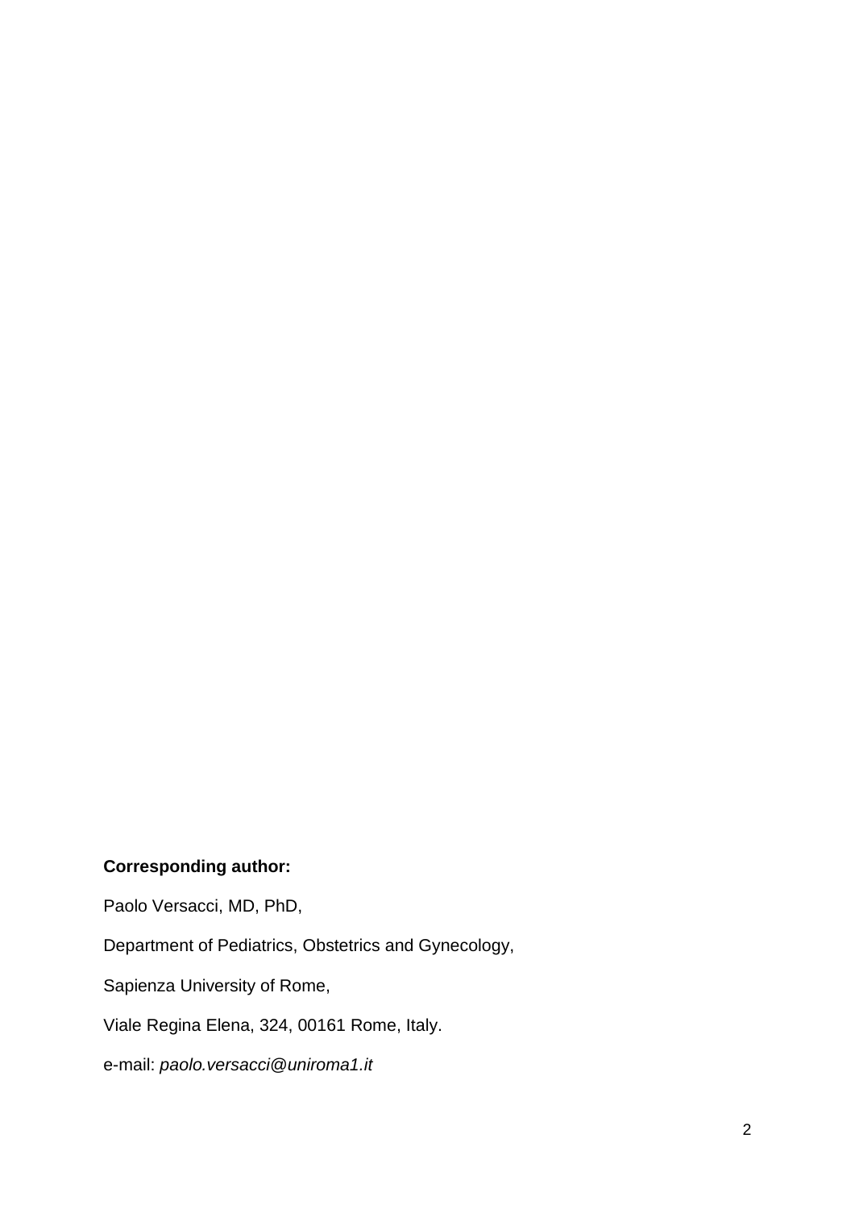**Corresponding author:**

Paolo Versacci, MD, PhD,

Department of Pediatrics, Obstetrics and Gynecology,

Sapienza University of Rome,

Viale Regina Elena, 324, 00161 Rome, Italy.

e-mail: *paolo.versacci@uniroma1.it*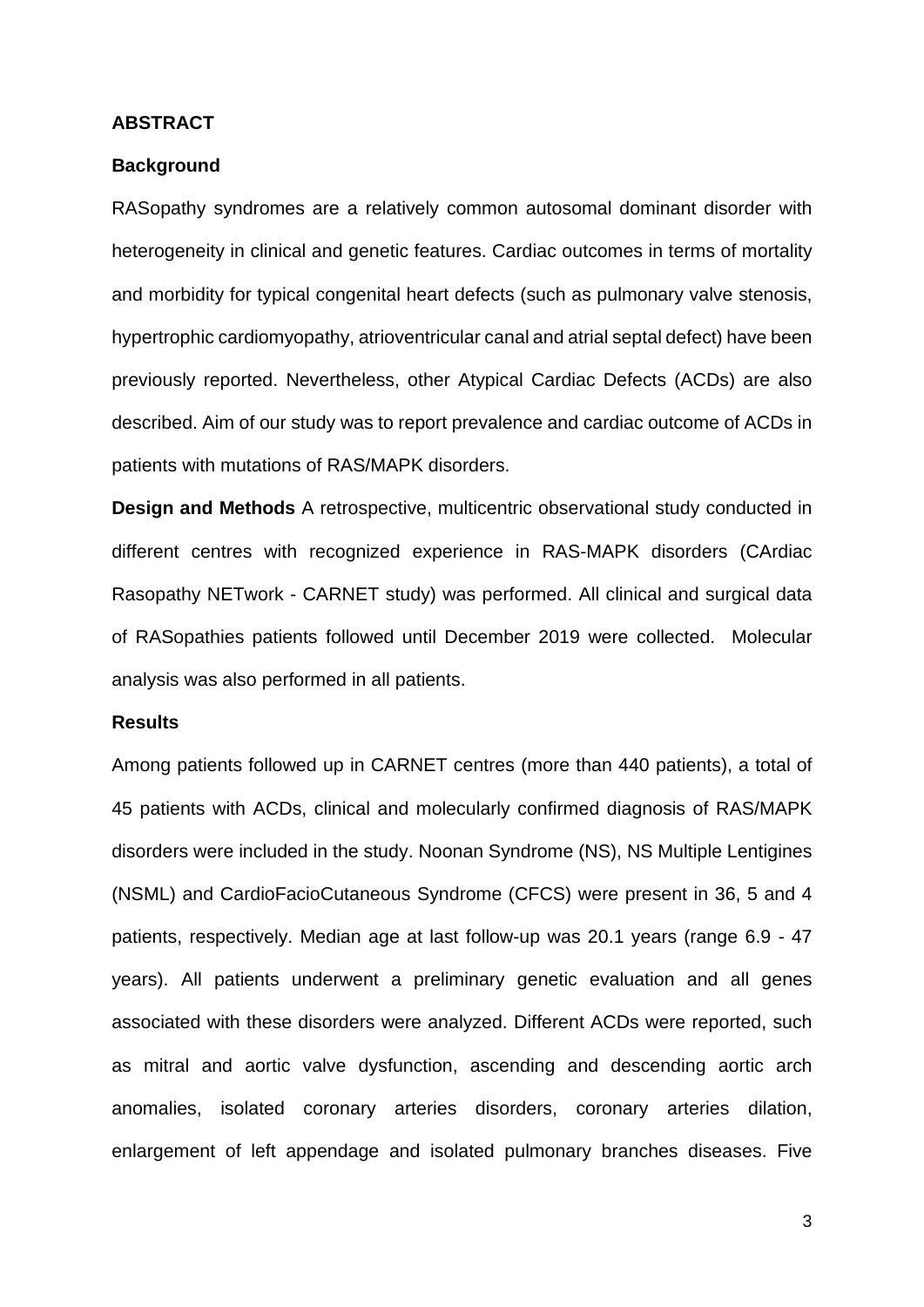## ABSTRACT

### Background

RASopathy syndromes are a relatively common autosomal dominant disorder with heterogeneity in clinical and genetic features. Cardiac outcomes in terms of mortality and morbidity for typical congenital heart defects (such as pulmonary valve stenosis, hypertrophic cardiomyopathy, atrioventricular canal and atrial septal defect) have been previously reported. Nevertheless, other Atypical Cardiac Defects (ACDs) are also described. Aim of our study was to report prevalence and cardiac outcome of ACDs in patients with mutations of RAS/MAPK disorders.

**Design and Methods** A retrospective, multicentric observational study conducted in different centres with recognized experience in RAS-MAPK disorders (CArdiac Rasopathy NETwork - CARNET study) was performed. All clinical and surgical data of RASopathies patients followed until December 2019 were collected. Molecular analysis was also performed in all patients.

### Results

Among patients followed up in CARNET centres (more than 440 patients), a total of 45 patients with ACDs, clinical and molecularly confirmed diagnosis of RAS/MAPK disorders were included in the study. Noonan Syndrome (NS), NS Multiple Lentigines (NSML) and CardioFacioCutaneous Syndrome (CFCS) were present in 36, 5 and 4 patients, respectively. Median age at last follow-up was 20.1 years (range 6.9 - 47 years). All patients underwent a preliminary genetic evaluation and all genes associated with these disorders were analyzed. Different ACDs were reported, such as mitral and aortic valve dysfunction, ascending and descending aortic arch anomalies, isolated coronary arteries disorders, coronary arteries dilation, enlargement of left appendage and isolated pulmonary branches diseases. Five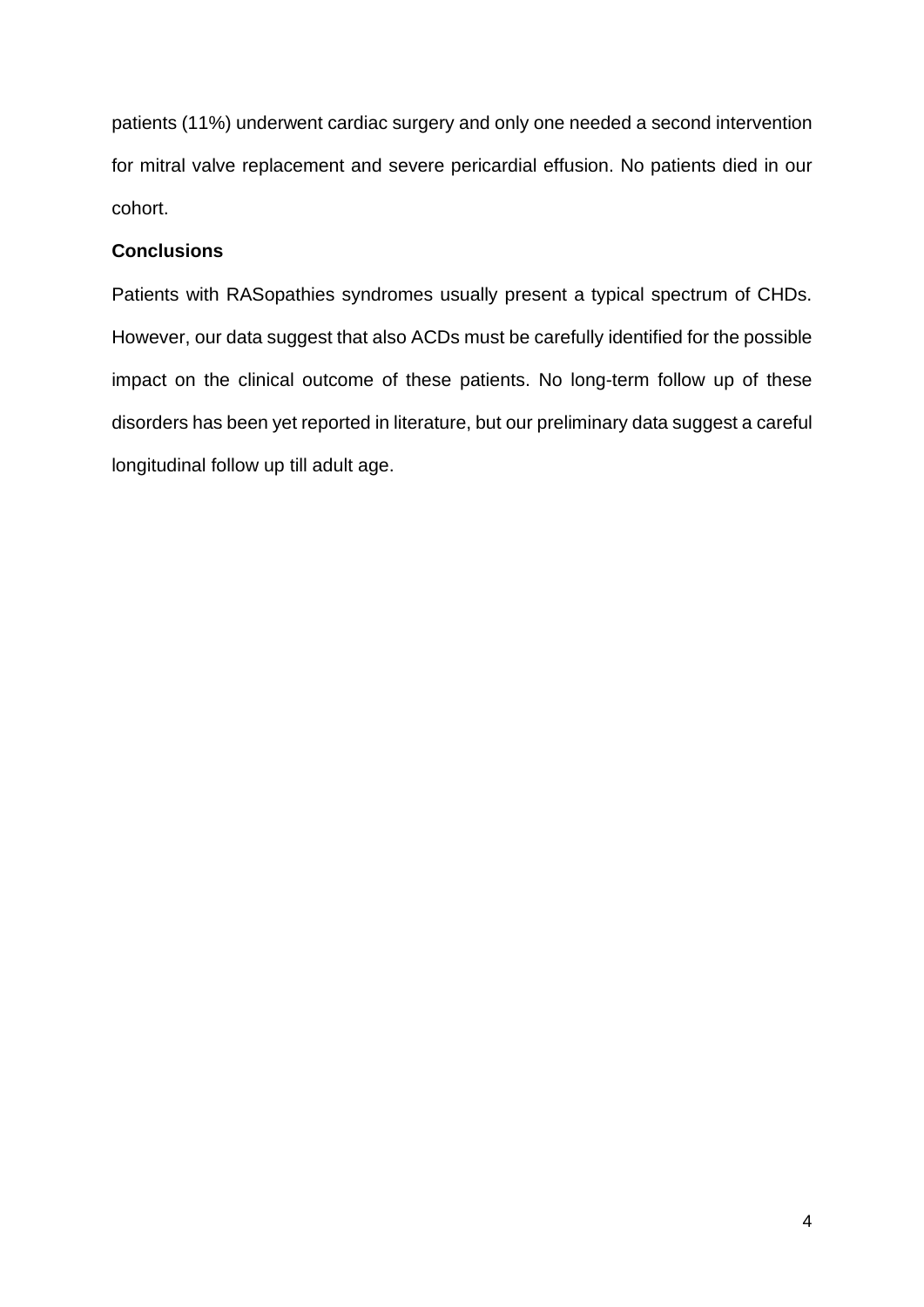patients (11%) underwent cardiac surgery and only one needed a second intervention for mitral valve replacement and severe pericardial effusion. No patients died in our cohort.

**Conclusions**

Patients with RASopathies syndromes usually present a typical spectrum of CHDs. However, our data suggest that also ACDs must be carefully identified for the possible impact on the clinical outcome of these patients. No long-term follow up of these disorders has been yet reported in literature, but our preliminary data suggest a careful longitudinal follow up till adult age.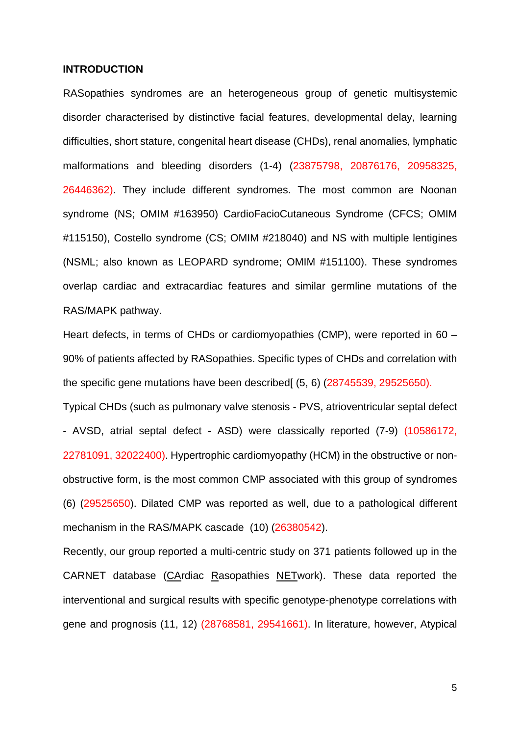## INTRODUCTION

RASopathies syndromes are an heterogeneous group of genetic multisystemic disorder characterised by distinctive facial features, developmental delay, learning difficulties, short stature, congenital heart disease (CHDs), renal anomalies, lymphatic malformations and bleeding disorders (1-4) (23875798, 20876176, 20958325, 26446362). They include different syndromes. The most common are Noonan syndrome (NS; OMIM #163950) CardioFacioCutaneous Syndrome (CFCS; OMIM #115150), Costello syndrome (CS; OMIM #218040) and NS with multiple lentigines (NSML; also known as LEOPARD syndrome; OMIM #151100). These syndromes overlap cardiac and extracardiac features and similar germline mutations of the RAS/MAPK pathway.

Heart defects, in terms of CHDs or cardiomyopathies (CMP), were reported in 60 – 90% of patients affected by RASopathies. Specific types of CHDs and correlation with the specific gene mutations have been described[ (5, 6) (28745539, 29525650).

Typical CHDs (such as pulmonary valve stenosis - PVS, atrioventricular septal defect - AVSD, atrial septal defect - ASD) were classically reported (7-9) (10586172, 22781091, 32022400). Hypertrophic cardiomyopathy (HCM) in the obstructive or non-obstructive form, is the most common CMP associated with this group of syndromes (6) (29525650). Dilated CMP was reported as well, due to a pathological different mechanism in the RAS/MAPK cascade (10) (26380542).

Recently, our group reported a multi-centric study on 371 patients followed up in the CARNET database (CArdiac Rasopathies NETwork). These data reported the interventional and surgical results with specific genotype-phenotype correlations with gene and prognosis (11, 12) (28768581, 29541661). In literature, however, Atypical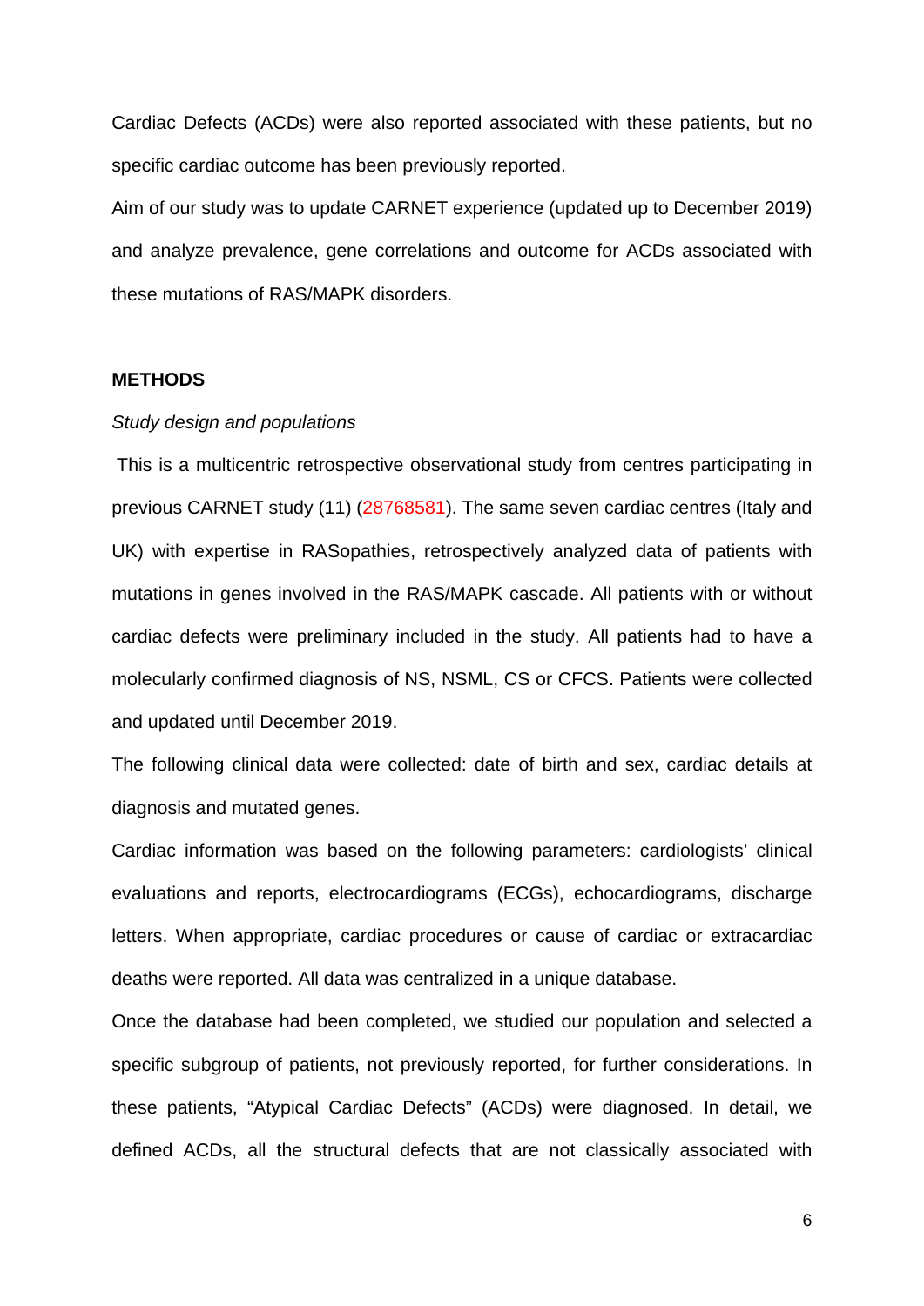Cardiac Defects (ACDs) were also reported associated with these patients, but no specific cardiac outcome has been previously reported.

Aim of our study was to update CARNET experience (updated up to December 2019) and analyze prevalence, gene correlations and outcome for ACDs associated with these mutations of RAS/MAPK disorders.

## METHODS

*Study design and populations*

This is a multicentric retrospective observational study from centres participating in previous CARNET study (11) (28768581). The same seven cardiac centres (Italy and UK) with expertise in RASopathies, retrospectively analyzed data of patients with mutations in genes involved in the RAS/MAPK cascade. All patients with or without cardiac defects were preliminary included in the study. All patients had to have a molecularly confirmed diagnosis of NS, NSML, CS or CFCS. Patients were collected and updated until December 2019.

The following clinical data were collected: date of birth and sex, cardiac details at diagnosis and mutated genes.

Cardiac information was based on the following parameters: cardiologists' clinical evaluations and reports, electrocardiograms (ECGs), echocardiograms, discharge letters. When appropriate, cardiac procedures or cause of cardiac or extracardiac deaths were reported. All data was centralized in a unique database.

Once the database had been completed, we studied our population and selected a specific subgroup of patients, not previously reported, for further considerations. In these patients, "Atypical Cardiac Defects" (ACDs) were diagnosed. In detail, we defined ACDs, all the structural defects that are not classically associated with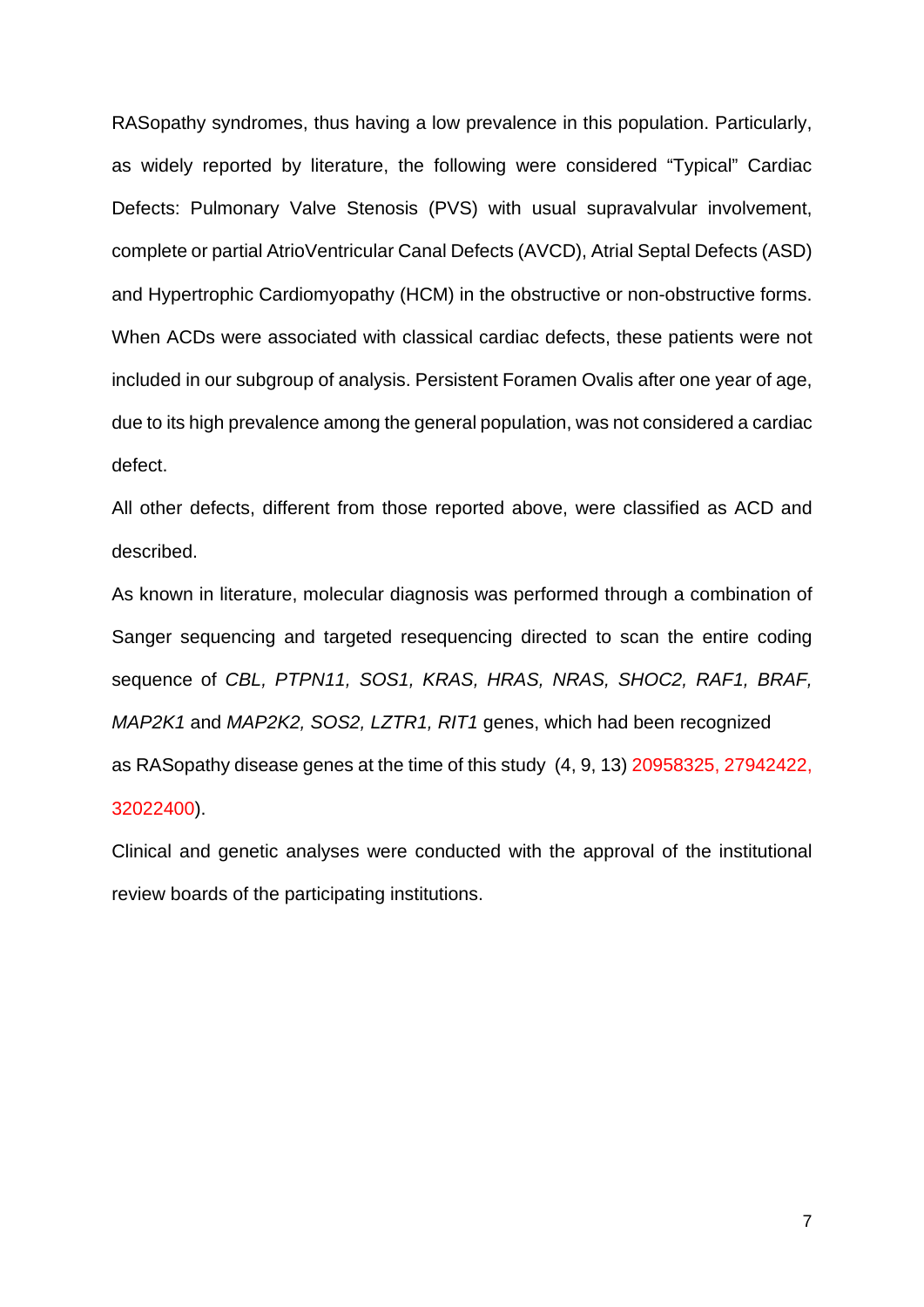RASopathy syndromes, thus having a low prevalence in this population. Particularly, as widely reported by literature, the following were considered "Typical" Cardiac Defects: Pulmonary Valve Stenosis (PVS) with usual supravalvular involvement, complete or partial AtrioVentricular Canal Defects (AVCD), Atrial Septal Defects (ASD) and Hypertrophic Cardiomyopathy (HCM) in the obstructive or non-obstructive forms. When ACDs were associated with classical cardiac defects, these patients were not included in our subgroup of analysis. Persistent Foramen Ovalis after one year of age, due to its high prevalence among the general population, was not considered a cardiac defect.

All other defects, different from those reported above, were classified as ACD and described.

As known in literature, molecular diagnosis was performed through a combination of Sanger sequencing and targeted resequencing directed to scan the entire coding sequence of *CBL, PTPN11, SOS1, KRAS, HRAS, NRAS, SHOC2, RAF1, BRAF, MAP2K1* and *MAP2K2, SOS2, LZTR1, RIT1* genes, which had been recognized as RASopathy disease genes at the time of this study (4, 9, 13) 20958325, 27942422, 32022400).

Clinical and genetic analyses were conducted with the approval of the institutional review boards of the participating institutions.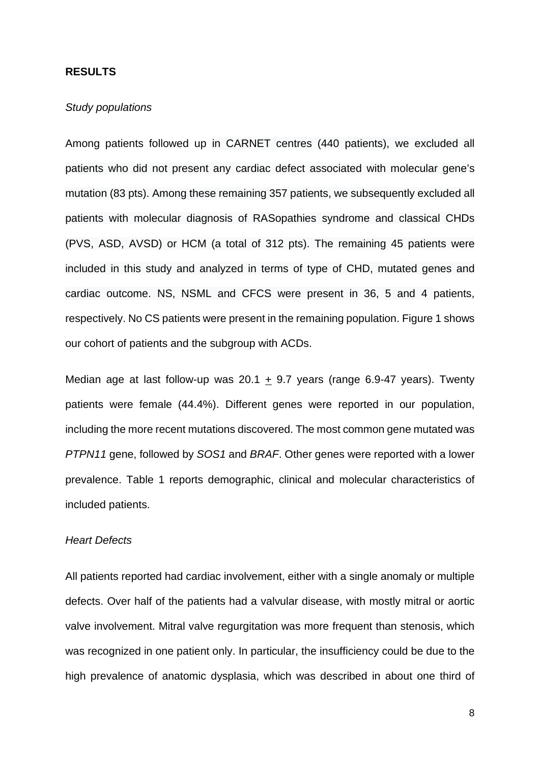**RESULTS**

*Study populations*

Among patients followed up in CARNET centres (440 patients), we excluded all patients who did not present any cardiac defect associated with molecular gene's mutation (83 pts). Among these remaining 357 patients, we subsequently excluded all patients with molecular diagnosis of RASopathies syndrome and classical CHDs (PVS, ASD, AVSD) or HCM (a total of 312 pts). The remaining 45 patients were included in this study and analyzed in terms of type of CHD, mutated genes and cardiac outcome. NS, NSML and CFCS were present in 36, 5 and 4 patients, respectively. No CS patients were present in the remaining population. Figure 1 shows our cohort of patients and the subgroup with ACDs.

Median age at last follow-up was 20.1 $\pm$ 9.7 years (range 6.9-47 years). Twenty patients were female (44.4%). Different genes were reported in our population, including the more recent mutations discovered. The most common gene mutated was *PTPN11* gene, followed by *SOS1* and *BRAF*. Other genes were reported with a lower prevalence. Table 1 reports demographic, clinical and molecular characteristics of included patients.

*Heart Defects*

All patients reported had cardiac involvement, either with a single anomaly or multiple defects. Over half of the patients had a valvular disease, with mostly mitral or aortic valve involvement. Mitral valve regurgitation was more frequent than stenosis, which was recognized in one patient only. In particular, the insufficiency could be due to the high prevalence of anatomic dysplasia, which was described in about one third of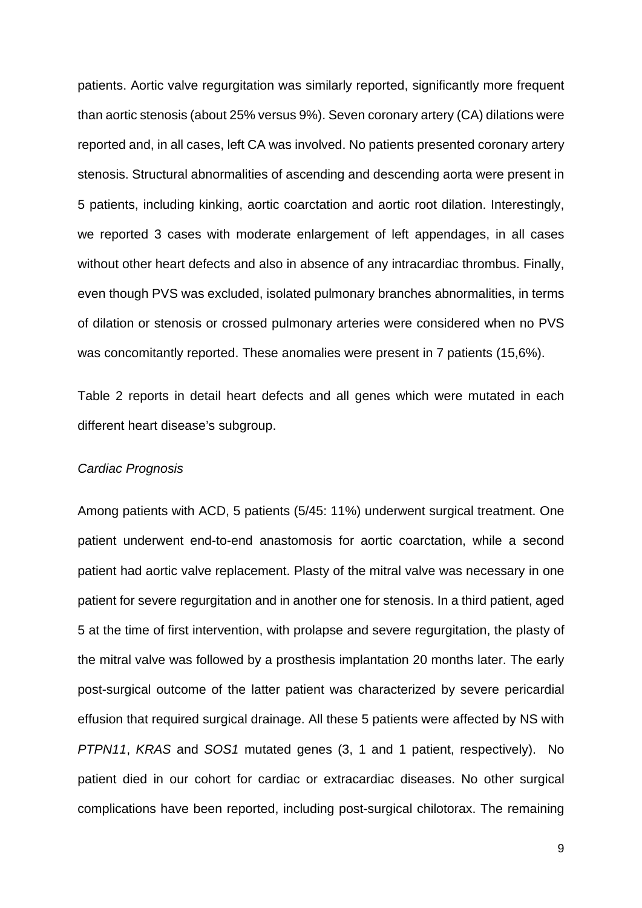patients. Aortic valve regurgitation was similarly reported, significantly more frequent than aortic stenosis (about 25% versus 9%). Seven coronary artery (CA) dilations were reported and, in all cases, left CA was involved. No patients presented coronary artery stenosis. Structural abnormalities of ascending and descending aorta were present in 5 patients, including kinking, aortic coarctation and aortic root dilation. Interestingly, we reported 3 cases with moderate enlargement of left appendages, in all cases without other heart defects and also in absence of any intracardiac thrombus. Finally, even though PVS was excluded, isolated pulmonary branches abnormalities, in terms of dilation or stenosis or crossed pulmonary arteries were considered when no PVS was concomitantly reported. These anomalies were present in 7 patients (15,6%).

Table 2 reports in detail heart defects and all genes which were mutated in each different heart disease's subgroup.

*Cardiac Prognosis*

Among patients with ACD, 5 patients (5/45: 11%) underwent surgical treatment. One patient underwent end-to-end anastomosis for aortic coarctation, while a second patient had aortic valve replacement. Plasty of the mitral valve was necessary in one patient for severe regurgitation and in another one for stenosis. In a third patient, aged 5 at the time of first intervention, with prolapse and severe regurgitation, the plasty of the mitral valve was followed by a prosthesis implantation 20 months later. The early post-surgical outcome of the latter patient was characterized by severe pericardial effusion that required surgical drainage. All these 5 patients were affected by NS with *PTPN11*, *KRAS* and *SOS1* mutated genes (3, 1 and 1 patient, respectively). No patient died in our cohort for cardiac or extracardiac diseases. No other surgical complications have been reported, including post-surgical chilotorax. The remaining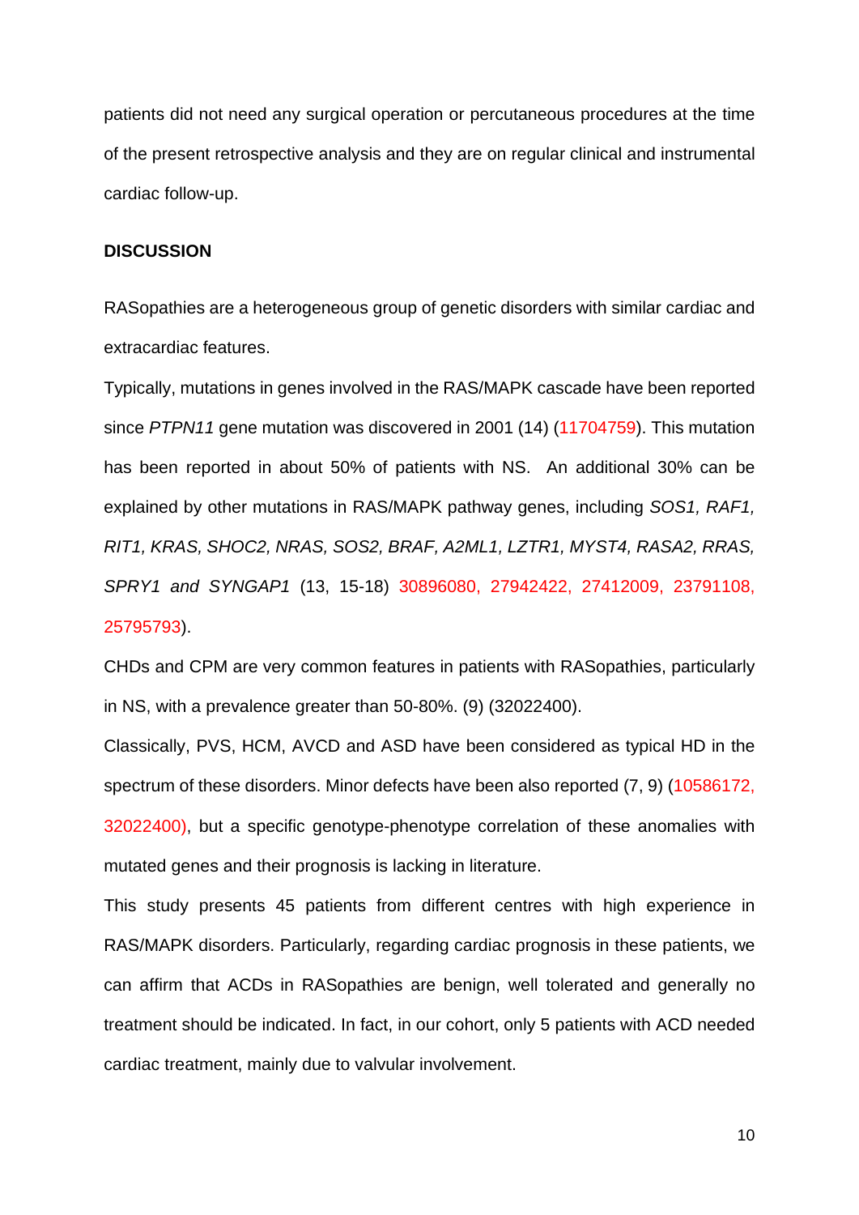patients did not need any surgical operation or percutaneous procedures at the time of the present retrospective analysis and they are on regular clinical and instrumental cardiac follow-up.

## DISCUSSION

RASopathies are a heterogeneous group of genetic disorders with similar cardiac and extracardiac features.

Typically, mutations in genes involved in the RAS/MAPK cascade have been reported since *PTPN11* gene mutation was discovered in 2001 (14) (11704759). This mutation has been reported in about 50% of patients with NS. An additional 30% can be explained by other mutations in RAS/MAPK pathway genes, including *SOS1, RAF1, RIT1, KRAS, SHOC2, NRAS, SOS2, BRAF, A2ML1, LZTR1, MYST4, RASA2, RRAS, SPRY1 and SYNGAP1* (13, 15-18) 30896080, 27942422, 27412009, 23791108, 25795793).

CHDs and CPM are very common features in patients with RASopathies, particularly in NS, with a prevalence greater than 50-80%. (9) (32022400).

Classically, PVS, HCM, AVCD and ASD have been considered as typical HD in the spectrum of these disorders. Minor defects have been also reported (7, 9) (10586172, 32022400), but a specific genotype-phenotype correlation of these anomalies with mutated genes and their prognosis is lacking in literature.

This study presents 45 patients from different centres with high experience in RAS/MAPK disorders. Particularly, regarding cardiac prognosis in these patients, we can affirm that ACDs in RASopathies are benign, well tolerated and generally no treatment should be indicated. In fact, in our cohort, only 5 patients with ACD needed cardiac treatment, mainly due to valvular involvement.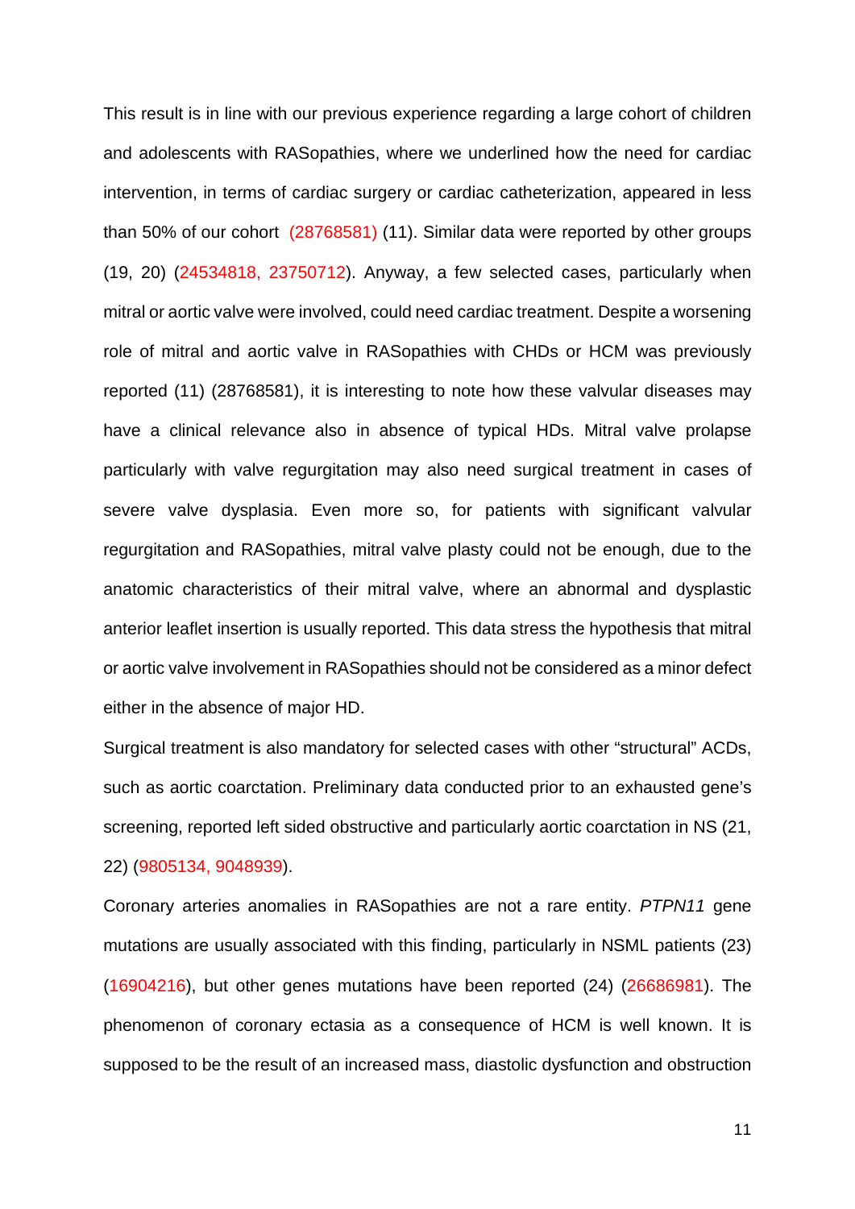This result is in line with our previous experience regarding a large cohort of children and adolescents with RASopathies, where we underlined how the need for cardiac intervention, in terms of cardiac surgery or cardiac catheterization, appeared in less than 50% of our cohort  (28768581) (11). Similar data were reported by other groups (19, 20) (24534818, 23750712). Anyway, a few selected cases, particularly when mitral or aortic valve were involved, could need cardiac treatment. Despite a worsening role of mitral and aortic valve in RASopathies with CHDs or HCM was previously reported (11) (28768581), it is interesting to note how these valvular diseases may have a clinical relevance also in absence of typical HDs. Mitral valve prolapse particularly with valve regurgitation may also need surgical treatment in cases of severe valve dysplasia. Even more so, for patients with significant valvular regurgitation and RASopathies, mitral valve plasty could not be enough, due to the anatomic characteristics of their mitral valve, where an abnormal and dysplastic anterior leaflet insertion is usually reported. This data stress the hypothesis that mitral or aortic valve involvement in RASopathies should not be considered as a minor defect either in the absence of major HD.

Surgical treatment is also mandatory for selected cases with other "structural" ACDs, such as aortic coarctation. Preliminary data conducted prior to an exhausted gene's screening, reported left sided obstructive and particularly aortic coarctation in NS (21, 22) (9805134, 9048939).

Coronary arteries anomalies in RASopathies are not a rare entity. *PTPN11* gene mutations are usually associated with this finding, particularly in NSML patients (23) (16904216), but other genes mutations have been reported (24) (26686981). The phenomenon of coronary ectasia as a consequence of HCM is well known. It is supposed to be the result of an increased mass, diastolic dysfunction and obstruction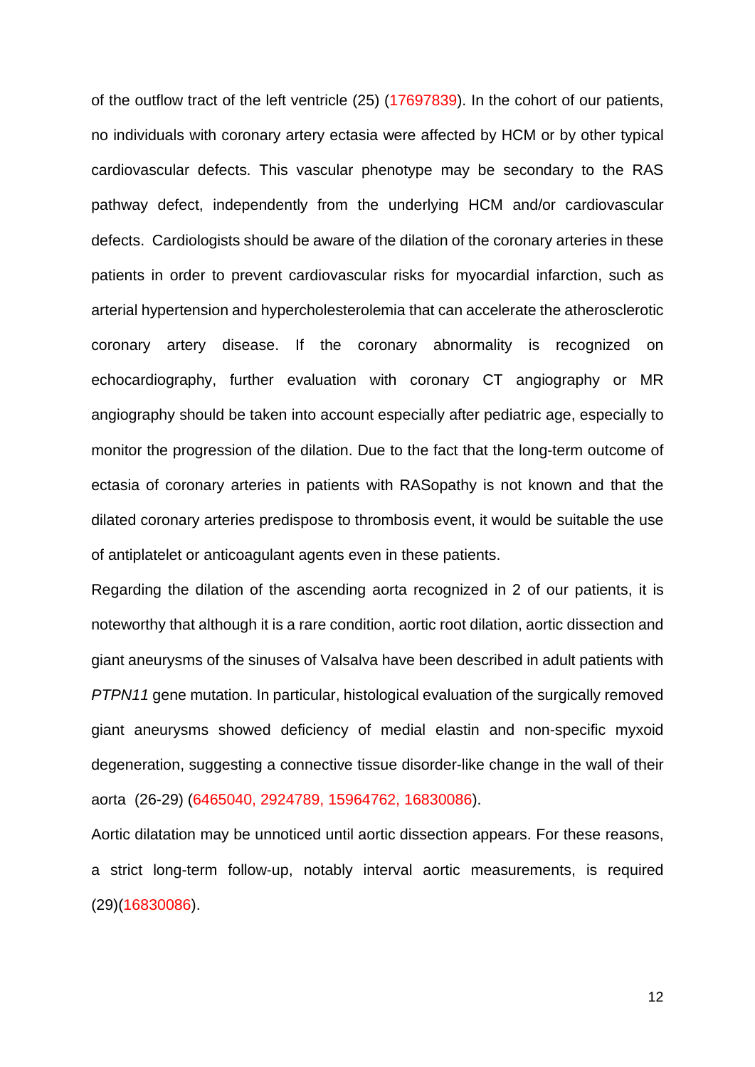of the outflow tract of the left ventricle (25) (17697839). In the cohort of our patients, no individuals with coronary artery ectasia were affected by HCM or by other typical cardiovascular defects. This vascular phenotype may be secondary to the RAS pathway defect, independently from the underlying HCM and/or cardiovascular defects. Cardiologists should be aware of the dilation of the coronary arteries in these patients in order to prevent cardiovascular risks for myocardial infarction, such as arterial hypertension and hypercholesterolemia that can accelerate the atherosclerotic coronary artery disease. If the coronary abnormality is recognized on echocardiography, further evaluation with coronary CT angiography or MR angiography should be taken into account especially after pediatric age, especially to monitor the progression of the dilation. Due to the fact that the long-term outcome of ectasia of coronary arteries in patients with RASopathy is not known and that the dilated coronary arteries predispose to thrombosis event, it would be suitable the use of antiplatelet or anticoagulant agents even in these patients.

Regarding the dilation of the ascending aorta recognized in 2 of our patients, it is noteworthy that although it is a rare condition, aortic root dilation, aortic dissection and giant aneurysms of the sinuses of Valsalva have been described in adult patients with *PTPN11* gene mutation. In particular, histological evaluation of the surgically removed giant aneurysms showed deficiency of medial elastin and non-specific myxoid degeneration, suggesting a connective tissue disorder-like change in the wall of their aorta (26-29) (6465040, 2924789, 15964762, 16830086).

Aortic dilatation may be unnoticed until aortic dissection appears. For these reasons, a strict long-term follow-up, notably interval aortic measurements, is required (29)(16830086).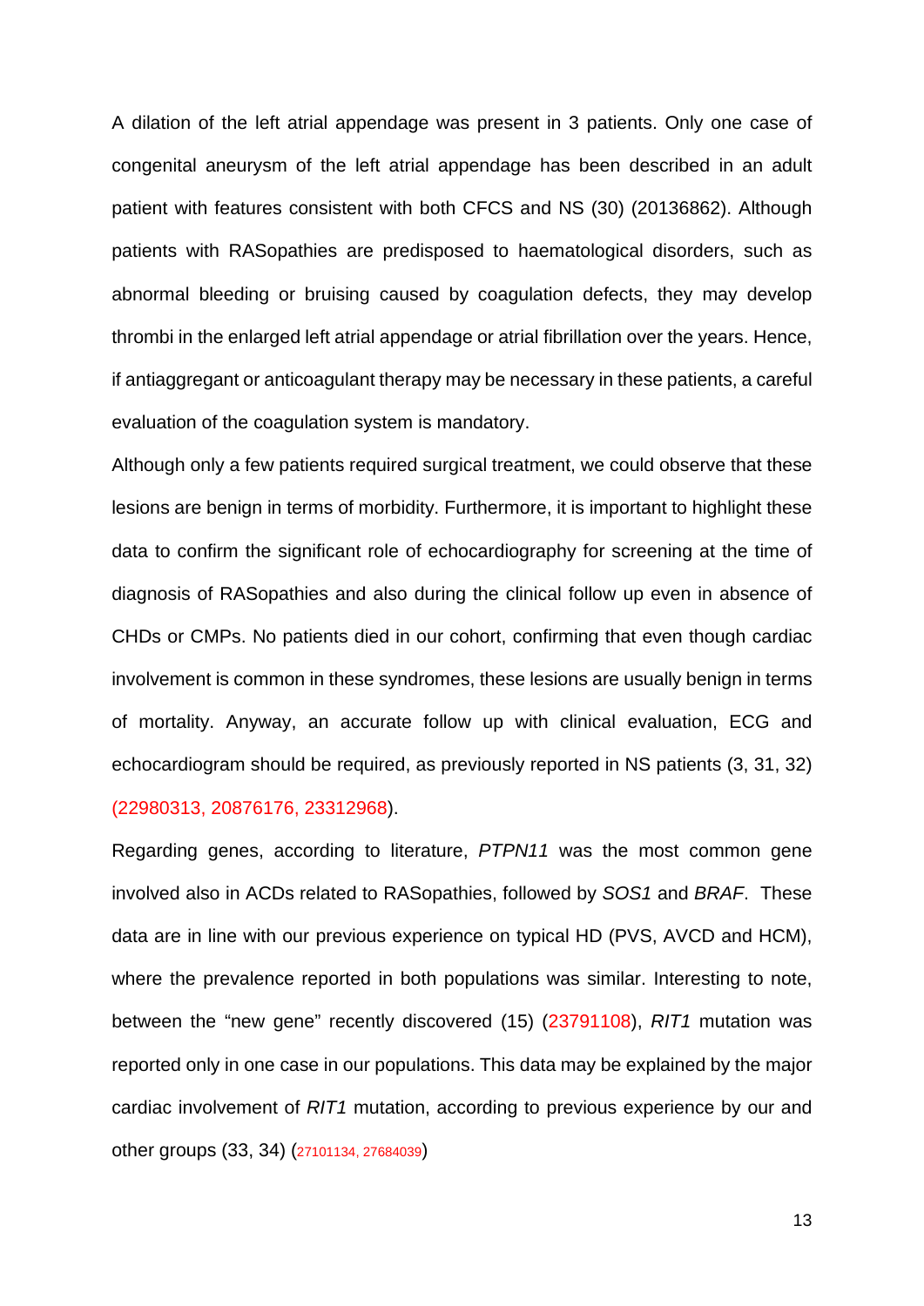A dilation of the left atrial appendage was present in 3 patients. Only one case of congenital aneurysm of the left atrial appendage has been described in an adult patient with features consistent with both CFCS and NS (30) (20136862). Although patients with RASopathies are predisposed to haematological disorders, such as abnormal bleeding or bruising caused by coagulation defects, they may develop thrombi in the enlarged left atrial appendage or atrial fibrillation over the years. Hence, if antiaggregant or anticoagulant therapy may be necessary in these patients, a careful evaluation of the coagulation system is mandatory.

Although only a few patients required surgical treatment, we could observe that these lesions are benign in terms of morbidity. Furthermore, it is important to highlight these data to confirm the significant role of echocardiography for screening at the time of diagnosis of RASopathies and also during the clinical follow up even in absence of CHDs or CMPs. No patients died in our cohort, confirming that even though cardiac involvement is common in these syndromes, these lesions are usually benign in terms of mortality. Anyway, an accurate follow up with clinical evaluation, ECG and echocardiogram should be required, as previously reported in NS patients (3, 31, 32) (22980313, 20876176, 23312968).

Regarding genes, according to literature, *PTPN11* was the most common gene involved also in ACDs related to RASopathies, followed by *SOS1* and *BRAF*. These data are in line with our previous experience on typical HD (PVS, AVCD and HCM), where the prevalence reported in both populations was similar. Interesting to note, between the "new gene" recently discovered (15) (23791108), *RIT1* mutation was reported only in one case in our populations. This data may be explained by the major cardiac involvement of *RIT1* mutation, according to previous experience by our and other groups (33, 34) (27101134, 27684039)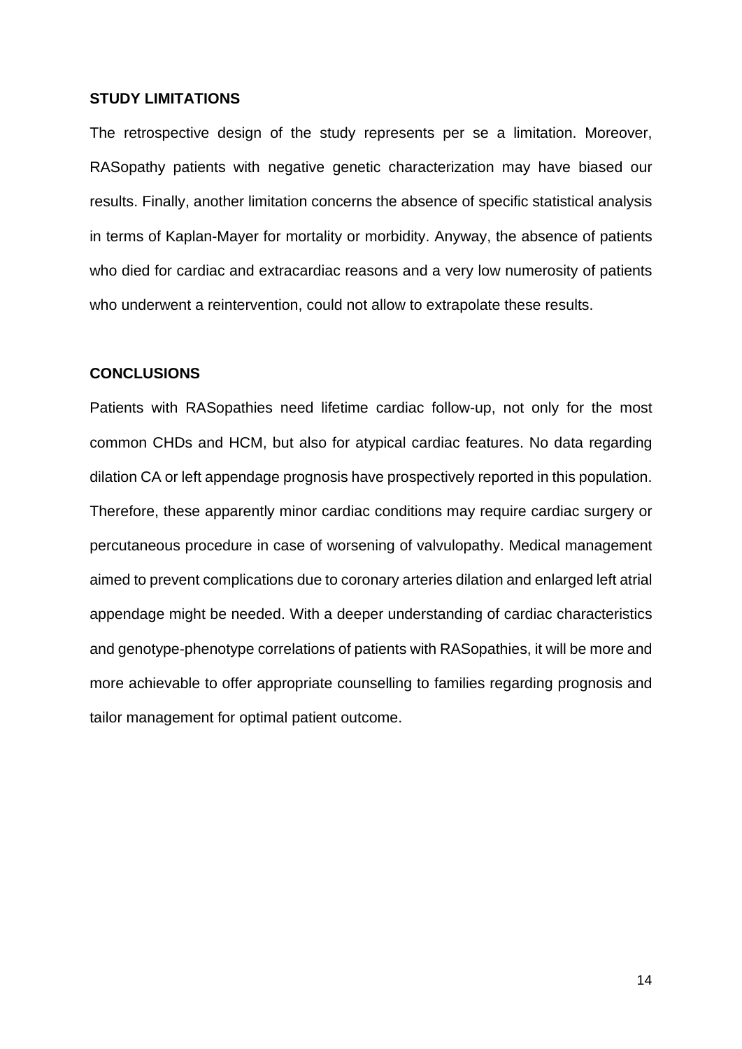## STUDY LIMITATIONS

The retrospective design of the study represents per se a limitation. Moreover, RASopathy patients with negative genetic characterization may have biased our results. Finally, another limitation concerns the absence of specific statistical analysis in terms of Kaplan-Mayer for mortality or morbidity. Anyway, the absence of patients who died for cardiac and extracardiac reasons and a very low numerosity of patients who underwent a reintervention, could not allow to extrapolate these results.

## CONCLUSIONS

Patients with RASopathies need lifetime cardiac follow-up, not only for the most common CHDs and HCM, but also for atypical cardiac features. No data regarding dilation CA or left appendage prognosis have prospectively reported in this population. Therefore, these apparently minor cardiac conditions may require cardiac surgery or percutaneous procedure in case of worsening of valvulopathy. Medical management aimed to prevent complications due to coronary arteries dilation and enlarged left atrial appendage might be needed. With a deeper understanding of cardiac characteristics and genotype-phenotype correlations of patients with RASopathies, it will be more and more achievable to offer appropriate counselling to families regarding prognosis and tailor management for optimal patient outcome.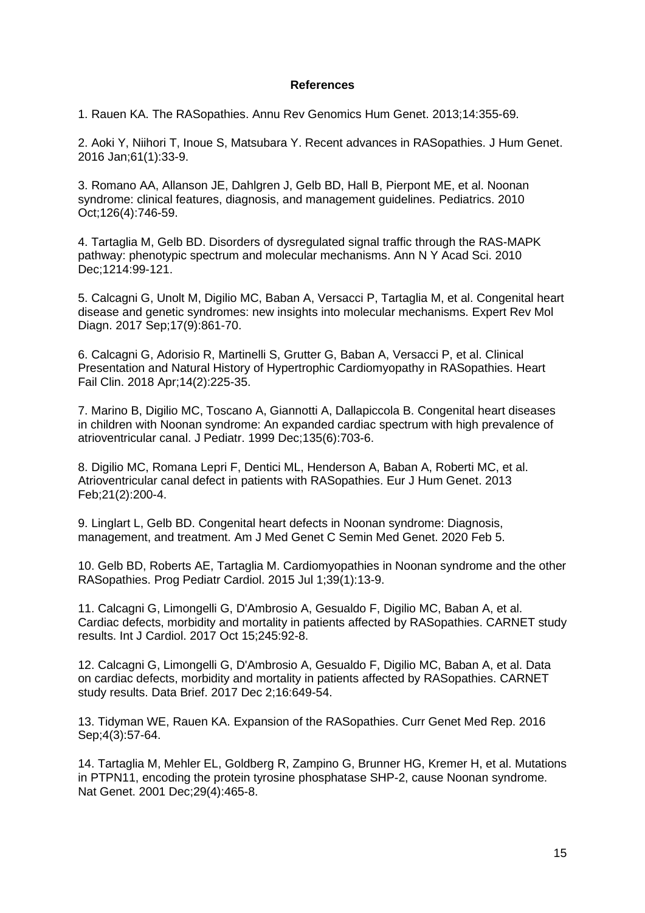**References**

1. Rauen KA. The RASopathies. Annu Rev Genomics Hum Genet. 2013;14:355-69.

2. Aoki Y, Niihori T, Inoue S, Matsubara Y. Recent advances in RASopathies. J Hum Genet. 2016 Jan;61(1):33-9.

3. Romano AA, Allanson JE, Dahlgren J, Gelb BD, Hall B, Pierpont ME, et al. Noonan syndrome: clinical features, diagnosis, and management guidelines. Pediatrics. 2010 Oct;126(4):746-59.

4. Tartaglia M, Gelb BD. Disorders of dysregulated signal traffic through the RAS-MAPK pathway: phenotypic spectrum and molecular mechanisms. Ann N Y Acad Sci. 2010 Dec;1214:99-121.

5. Calcagni G, Unolt M, Digilio MC, Baban A, Versacci P, Tartaglia M, et al. Congenital heart disease and genetic syndromes: new insights into molecular mechanisms. Expert Rev Mol Diagn. 2017 Sep;17(9):861-70.

6. Calcagni G, Adorisio R, Martinelli S, Grutter G, Baban A, Versacci P, et al. Clinical Presentation and Natural History of Hypertrophic Cardiomyopathy in RASopathies. Heart Fail Clin. 2018 Apr;14(2):225-35.

7. Marino B, Digilio MC, Toscano A, Giannotti A, Dallapiccola B. Congenital heart diseases in children with Noonan syndrome: An expanded cardiac spectrum with high prevalence of atrioventricular canal. J Pediatr. 1999 Dec;135(6):703-6.

8. Digilio MC, Romana Lepri F, Dentici ML, Henderson A, Baban A, Roberti MC, et al. Atrioventricular canal defect in patients with RASopathies. Eur J Hum Genet. 2013 Feb;21(2):200-4.

9. Linglart L, Gelb BD. Congenital heart defects in Noonan syndrome: Diagnosis, management, and treatment. Am J Med Genet C Semin Med Genet. 2020 Feb 5.

10. Gelb BD, Roberts AE, Tartaglia M. Cardiomyopathies in Noonan syndrome and the other RASopathies. Prog Pediatr Cardiol. 2015 Jul 1;39(1):13-9.

11. Calcagni G, Limongelli G, D'Ambrosio A, Gesualdo F, Digilio MC, Baban A, et al. Cardiac defects, morbidity and mortality in patients affected by RASopathies. CARNET study results. Int J Cardiol. 2017 Oct 15;245:92-8.

12. Calcagni G, Limongelli G, D'Ambrosio A, Gesualdo F, Digilio MC, Baban A, et al. Data on cardiac defects, morbidity and mortality in patients affected by RASopathies. CARNET study results. Data Brief. 2017 Dec 2;16:649-54.

13. Tidyman WE, Rauen KA. Expansion of the RASopathies. Curr Genet Med Rep. 2016 Sep;4(3):57-64.

14. Tartaglia M, Mehler EL, Goldberg R, Zampino G, Brunner HG, Kremer H, et al. Mutations in PTPN11, encoding the protein tyrosine phosphatase SHP-2, cause Noonan syndrome. Nat Genet. 2001 Dec;29(4):465-8.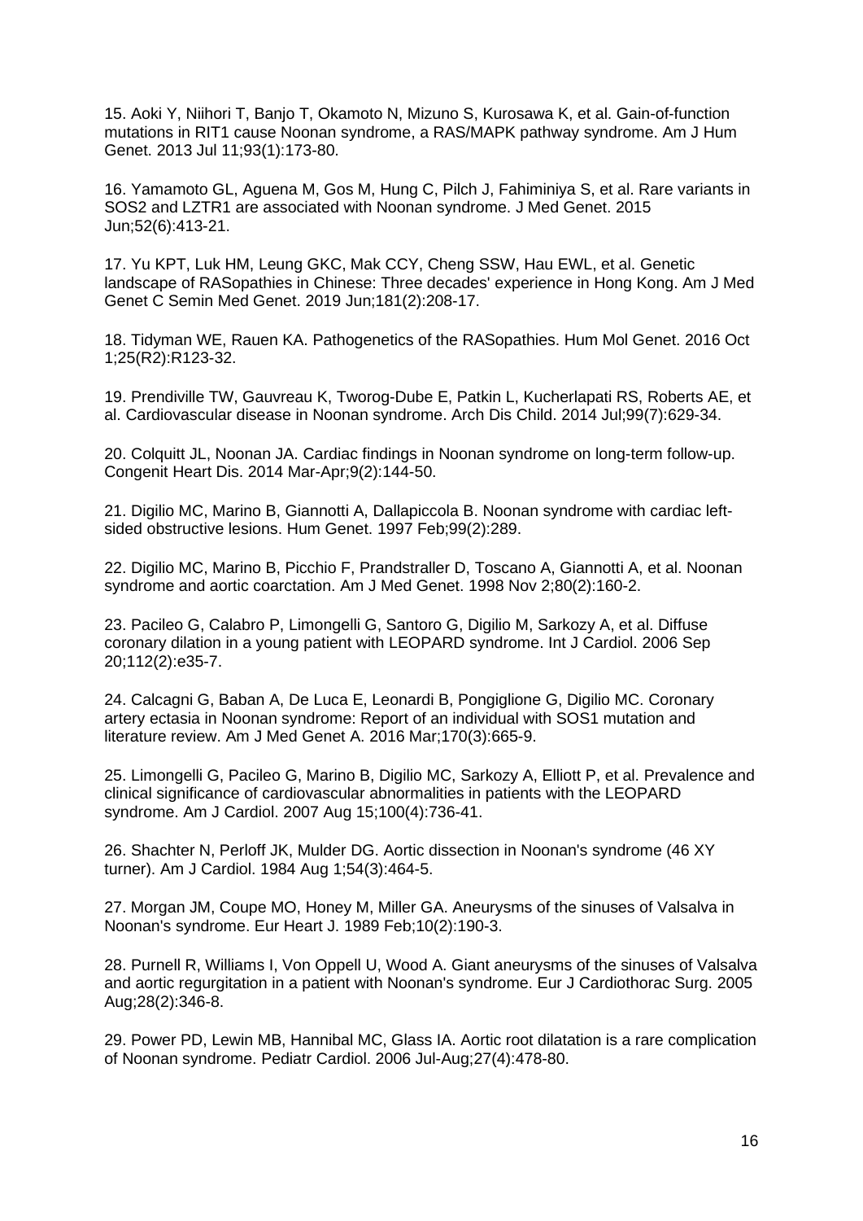15. Aoki Y, Niihori T, Banjo T, Okamoto N, Mizuno S, Kurosawa K, et al. Gain-of-function mutations in RIT1 cause Noonan syndrome, a RAS/MAPK pathway syndrome. Am J Hum Genet. 2013 Jul 11;93(1):173-80.

16. Yamamoto GL, Aguena M, Gos M, Hung C, Pilch J, Fahiminiya S, et al. Rare variants in SOS2 and LZTR1 are associated with Noonan syndrome. J Med Genet. 2015 Jun;52(6):413-21.

17. Yu KPT, Luk HM, Leung GKC, Mak CCY, Cheng SSW, Hau EWL, et al. Genetic landscape of RASopathies in Chinese: Three decades' experience in Hong Kong. Am J Med Genet C Semin Med Genet. 2019 Jun;181(2):208-17.

18. Tidyman WE, Rauen KA. Pathogenetics of the RASopathies. Hum Mol Genet. 2016 Oct 1;25(R2):R123-32.

19. Prendiville TW, Gauvreau K, Tworog-Dube E, Patkin L, Kucherlapati RS, Roberts AE, et al. Cardiovascular disease in Noonan syndrome. Arch Dis Child. 2014 Jul;99(7):629-34.

20. Colquitt JL, Noonan JA. Cardiac findings in Noonan syndrome on long-term follow-up. Congenit Heart Dis. 2014 Mar-Apr;9(2):144-50.

21. Digilio MC, Marino B, Giannotti A, Dallapiccola B. Noonan syndrome with cardiac left-sided obstructive lesions. Hum Genet. 1997 Feb;99(2):289.

22. Digilio MC, Marino B, Picchio F, Prandstraller D, Toscano A, Giannotti A, et al. Noonan syndrome and aortic coarctation. Am J Med Genet. 1998 Nov 2;80(2):160-2.

23. Pacileo G, Calabro P, Limongelli G, Santoro G, Digilio M, Sarkozy A, et al. Diffuse coronary dilation in a young patient with LEOPARD syndrome. Int J Cardiol. 2006 Sep 20;112(2):e35-7.

24. Calcagni G, Baban A, De Luca E, Leonardi B, Pongiglione G, Digilio MC. Coronary artery ectasia in Noonan syndrome: Report of an individual with SOS1 mutation and literature review. Am J Med Genet A. 2016 Mar;170(3):665-9.

25. Limongelli G, Pacileo G, Marino B, Digilio MC, Sarkozy A, Elliott P, et al. Prevalence and clinical significance of cardiovascular abnormalities in patients with the LEOPARD syndrome. Am J Cardiol. 2007 Aug 15;100(4):736-41.

26. Shachter N, Perloff JK, Mulder DG. Aortic dissection in Noonan's syndrome (46 XY turner). Am J Cardiol. 1984 Aug 1;54(3):464-5.

27. Morgan JM, Coupe MO, Honey M, Miller GA. Aneurysms of the sinuses of Valsalva in Noonan's syndrome. Eur Heart J. 1989 Feb;10(2):190-3.

28. Purnell R, Williams I, Von Oppell U, Wood A. Giant aneurysms of the sinuses of Valsalva and aortic regurgitation in a patient with Noonan's syndrome. Eur J Cardiothorac Surg. 2005 Aug;28(2):346-8.

29. Power PD, Lewin MB, Hannibal MC, Glass IA. Aortic root dilatation is a rare complication of Noonan syndrome. Pediatr Cardiol. 2006 Jul-Aug;27(4):478-80.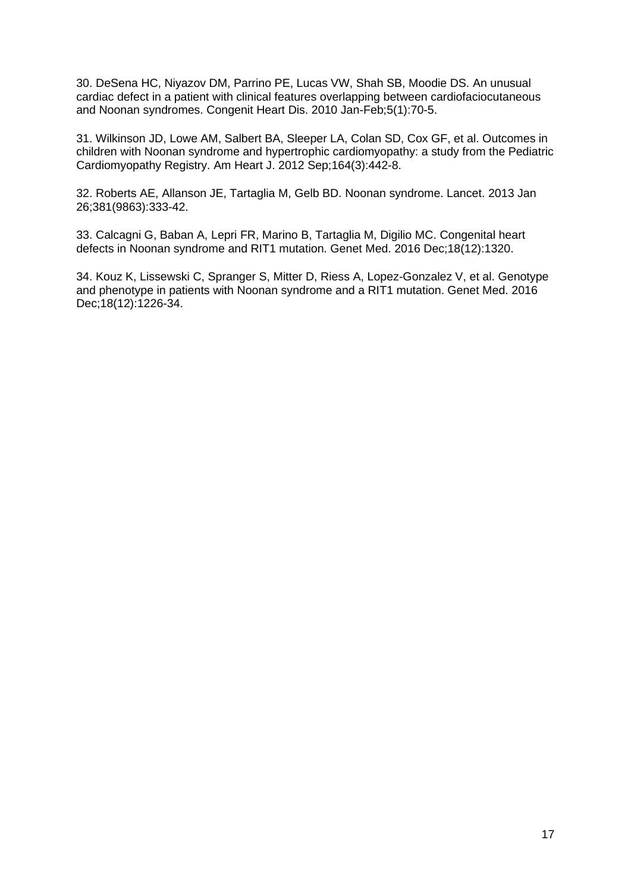30. DeSena HC, Niyazov DM, Parrino PE, Lucas VW, Shah SB, Moodie DS. An unusual cardiac defect in a patient with clinical features overlapping between cardiofaciocutaneous and Noonan syndromes. Congenit Heart Dis. 2010 Jan-Feb;5(1):70-5.

31. Wilkinson JD, Lowe AM, Salbert BA, Sleeper LA, Colan SD, Cox GF, et al. Outcomes in children with Noonan syndrome and hypertrophic cardiomyopathy: a study from the Pediatric Cardiomyopathy Registry. Am Heart J. 2012 Sep;164(3):442-8.

32. Roberts AE, Allanson JE, Tartaglia M, Gelb BD. Noonan syndrome. Lancet. 2013 Jan 26;381(9863):333-42.

33. Calcagni G, Baban A, Lepri FR, Marino B, Tartaglia M, Digilio MC. Congenital heart defects in Noonan syndrome and RIT1 mutation. Genet Med. 2016 Dec;18(12):1320.

34. Kouz K, Lissewski C, Spranger S, Mitter D, Riess A, Lopez-Gonzalez V, et al. Genotype and phenotype in patients with Noonan syndrome and a RIT1 mutation. Genet Med. 2016 Dec;18(12):1226-34.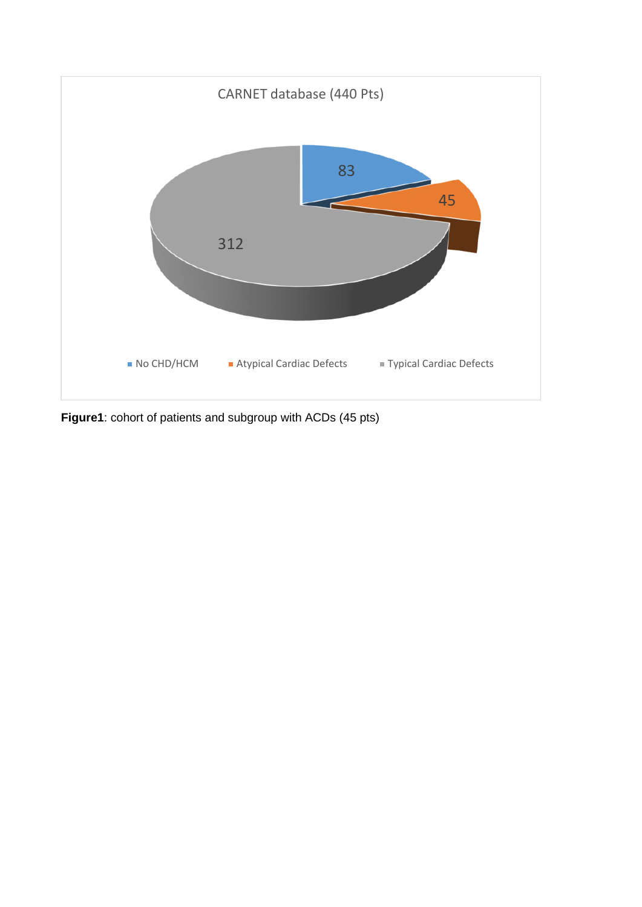CARNET database (440 Pts)

83

45

312

No CHD/HCM  Atypical Cardiac Defects  Typical Cardiac Defects

**Figure1**: cohort of patients and subgroup with ACDs (45 pts)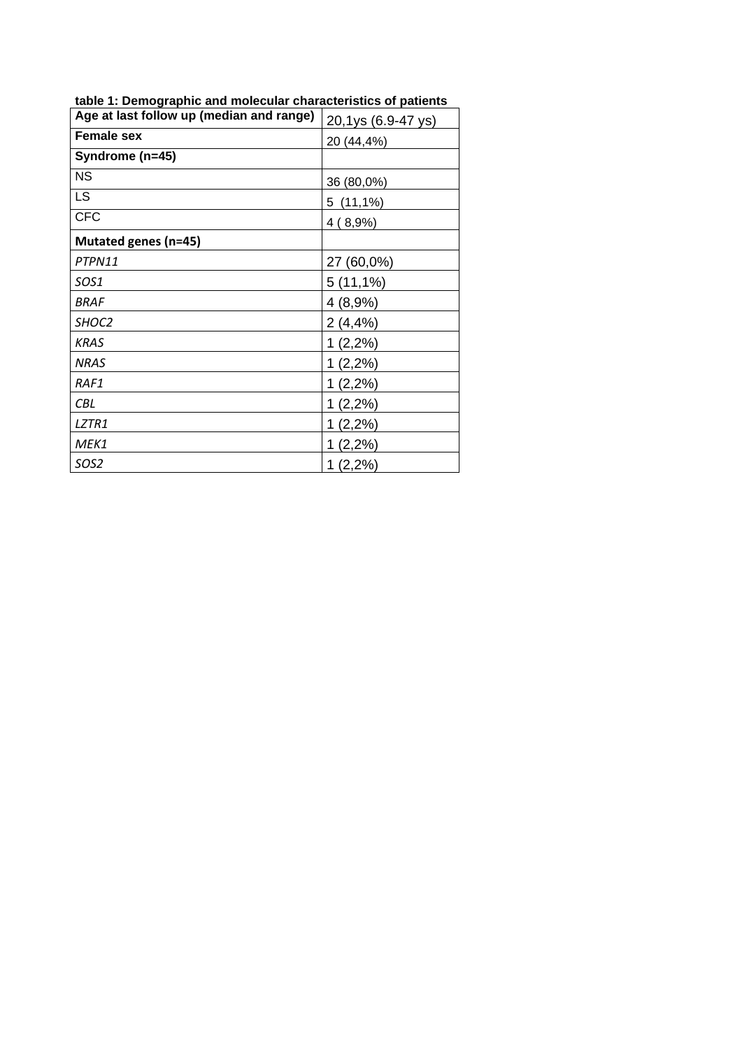**table 1: Demographic and molecular characteristics of patients**

| **Age at last follow up (median and range)** | 20,1ys (6.9-47 ys) |
|---|---|
| **Female sex** | 20 (44,4%) |
| **Syndrome (n=45)** | |
| NS | 36 (80,0%) |
| LS | 5 (11,1%) |
| CFC | 4 ( 8,9%) |
| **Mutated genes (n=45)** | |
| *PTPN11* | 27 (60,0%) |
| *SOS1* | 5 (11,1%) |
| *BRAF* | 4 (8,9%) |
| *SHOC2* | 2 (4,4%) |
| *KRAS* | 1 (2,2%) |
| *NRAS* | 1 (2,2%) |
| *RAF1* | 1 (2,2%) |
| *CBL* | 1 (2,2%) |
| *LZTR1* | 1 (2,2%) |
| *MEK1* | 1 (2,2%) |
| *SOS2* | 1 (2,2%) |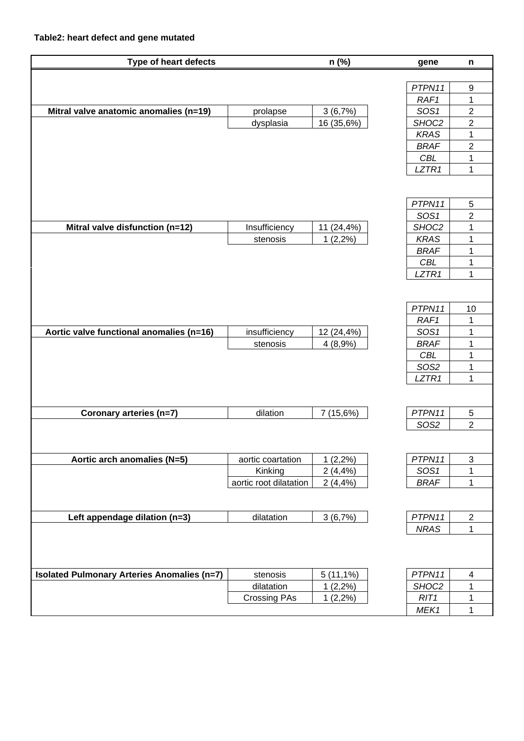**Table2: heart defect and gene mutated**

| Type of heart defects | | n (%) | gene | n |
|---|---|---|---|---|
| | | | *PTPN11* | 9 |
| | | | *RAF1* | 1 |
| **Mitral valve anatomic anomalies (n=19)** | prolapse | 3 (6,7%) | *SOS1* | 2 |
| | dysplasia | 16 (35,6%) | *SHOC2* | 2 |
| | | | *KRAS* | 1 |
| | | | *BRAF* | 2 |
| | | | *CBL* | 1 |
| | | | *LZTR1* | 1 |
| | | | *PTPN11* | 5 |
| | | | *SOS1* | 2 |
| **Mitral valve disfunction (n=12)** | Insufficiency | 11 (24,4%) | *SHOC2* | 1 |
| | stenosis | 1 (2,2%) | *KRAS* | 1 |
| | | | *BRAF* | 1 |
| | | | *CBL* | 1 |
| | | | *LZTR1* | 1 |
| | | | *PTPN11* | 10 |
| | | | *RAF1* | 1 |
| **Aortic valve functional anomalies (n=16)** | insufficiency | 12 (24,4%) | *SOS1* | 1 |
| | stenosis | 4 (8,9%) | *BRAF* | 1 |
| | | | *CBL* | 1 |
| | | | *SOS2* | 1 |
| | | | *LZTR1* | 1 |
| **Coronary arteries (n=7)** | dilation | 7 (15,6%) | *PTPN11* | 5 |
| | | | *SOS2* | 2 |
| **Aortic arch anomalies (N=5)** | aortic coartation | 1 (2,2%) | *PTPN11* | 3 |
| | Kinking | 2 (4,4%) | *SOS1* | 1 |
| | aortic root dilatation | 2 (4,4%) | *BRAF* | 1 |
| **Left appendage dilation (n=3)** | dilatation | 3 (6,7%) | *PTPN11* | 2 |
| | | | *NRAS* | 1 |
| **Isolated Pulmonary Arteries Anomalies (n=7)** | stenosis | 5 (11,1%) | *PTPN11* | 4 |
| | dilatation | 1 (2,2%) | *SHOC2* | 1 |
| | Crossing PAs | 1 (2,2%) | *RIT1* | 1 |
| | | | *MEK1* | 1 |